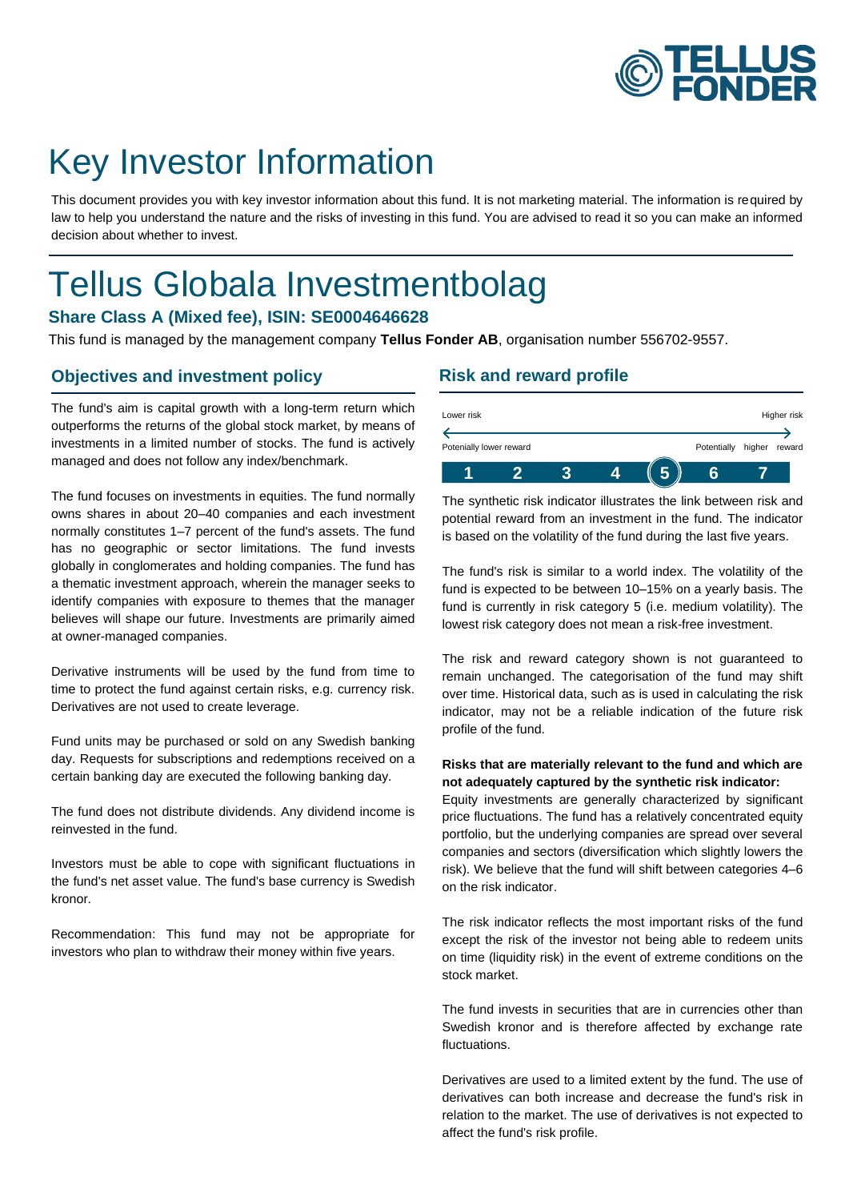# Key Investor Information

This document provides you with key investor information about this fund. It is not marketing material. The information is required by law to help you understand the nature and the risks of investing in this fund. You are advised to read it so you can make an informed decision about whether to invest.

# Tellus Globala Investmentbolag

### Share Class A (Mixed fee), ISIN: SE0004646628

This fund is managed by the management company **Tellus Fonder AB**, organisation number 556702-9557.

## Objectives and investment policy

The fund's aim is capital growth with a long-term return which outperforms the returns of the global stock market, by means of investments in a limited number of stocks. The fund is actively managed and does not follow any index/benchmark.

The fund focuses on investments in equities. The fund normally owns shares in about 20–40 companies and each investment normally constitutes 1–7 percent of the fund's assets. The fund has no geographic or sector limitations. The fund invests globally in conglomerates and holding companies. The fund has a thematic investment approach, wherein the manager seeks to identify companies with exposure to themes that the manager believes will shape our future. Investments are primarily aimed at owner-managed companies.

Derivative instruments will be used by the fund from time to time to protect the fund against certain risks, e.g. currency risk. Derivatives are not used to create leverage.

Fund units may be purchased or sold on any Swedish banking day. Requests for subscriptions and redemptions received on a certain banking day are executed the following banking day.

The fund does not distribute dividends. Any dividend income is reinvested in the fund.

Investors must be able to cope with significant fluctuations in the fund's net asset value. The fund's base currency is Swedish kronor.

Recommendation: This fund may not be appropriate for investors who plan to withdraw their money within five years.

## Risk and reward profile

Lower risk — Higher risk

Potenially lower reward — Potentially higher reward

| 1 | 2 | 3 | 4 | **(5)** | 6 | 7 |
|---|---|---|---|---|---|---|

The synthetic risk indicator illustrates the link between risk and potential reward from an investment in the fund. The indicator is based on the volatility of the fund during the last five years.

The fund's risk is similar to a world index. The volatility of the fund is expected to be between 10–15% on a yearly basis. The fund is currently in risk category 5 (i.e. medium volatility). The lowest risk category does not mean a risk-free investment.

The risk and reward category shown is not guaranteed to remain unchanged. The categorisation of the fund may shift over time. Historical data, such as is used in calculating the risk indicator, may not be a reliable indication of the future risk profile of the fund.

**Risks that are materially relevant to the fund and which are not adequately captured by the synthetic risk indicator:**
Equity investments are generally characterized by significant price fluctuations. The fund has a relatively concentrated equity portfolio, but the underlying companies are spread over several companies and sectors (diversification which slightly lowers the risk). We believe that the fund will shift between categories 4–6 on the risk indicator.

The risk indicator reflects the most important risks of the fund except the risk of the investor not being able to redeem units on time (liquidity risk) in the event of extreme conditions on the stock market.

The fund invests in securities that are in currencies other than Swedish kronor and is therefore affected by exchange rate fluctuations.

Derivatives are used to a limited extent by the fund. The use of derivatives can both increase and decrease the fund's risk in relation to the market. The use of derivatives is not expected to affect the fund's risk profile.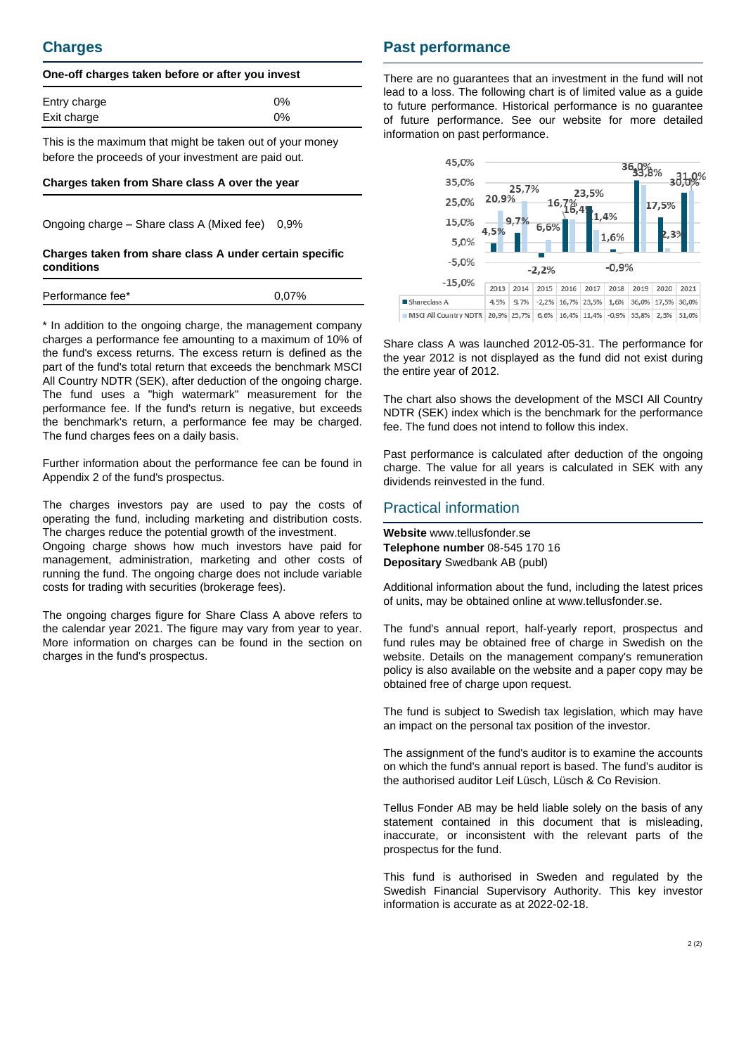## Charges

**One-off charges taken before or after you invest**

| | |
|---|---|
| Entry charge | 0% |
| Exit charge | 0% |

This is the maximum that might be taken out of your money before the proceeds of your investment are paid out.

**Charges taken from Share class A over the year**

| | |
|---|---|
| Ongoing charge – Share class A (Mixed fee) | 0,9% |

**Charges taken from share class A under certain specific conditions**

| | |
|---|---|
| Performance fee* | 0,07% |

* In addition to the ongoing charge, the management company charges a performance fee amounting to a maximum of 10% of the fund's excess returns. The excess return is defined as the part of the fund's total return that exceeds the benchmark MSCI All Country NDTR (SEK), after deduction of the ongoing charge. The fund uses a "high watermark" measurement for the performance fee. If the fund's return is negative, but exceeds the benchmark's return, a performance fee may be charged. The fund charges fees on a daily basis.

Further information about the performance fee can be found in Appendix 2 of the fund's prospectus.

The charges investors pay are used to pay the costs of operating the fund, including marketing and distribution costs. The charges reduce the potential growth of the investment.
Ongoing charge shows how much investors have paid for management, administration, marketing and other costs of running the fund. The ongoing charge does not include variable costs for trading with securities (brokerage fees).

The ongoing charges figure for Share Class A above refers to the calendar year 2021. The figure may vary from year to year. More information on charges can be found in the section on charges in the fund's prospectus.

## Past performance

There are no guarantees that an investment in the fund will not lead to a loss. The following chart is of limited value as a guide to future performance. Historical performance is no guarantee of future performance. See our website for more detailed information on past performance.

45,0%
35,0%
25,0%
15,0%
5,0%
-5,0%
-15,0%

2013 2014 2015 2016 2017 2018 2019 2020 2021
Shareclass A: 4,5% 9,7% -2,2% 16,7% 23,5% 1,6% 36,0% 17,5% 30,0%
MSCI All Country NDTR: 20,9% 25,7% 6,6% 16,4% 11,4% -0,9% 33,8% 2,3% 31,0%

Share class A was launched 2012-05-31. The performance for the year 2012 is not displayed as the fund did not exist during the entire year of 2012.

The chart also shows the development of the MSCI All Country NDTR (SEK) index which is the benchmark for the performance fee. The fund does not intend to follow this index.

Past performance is calculated after deduction of the ongoing charge. The value for all years is calculated in SEK with any dividends reinvested in the fund.

## Practical information

**Website** www.tellusfonder.se
**Telephone number** 08-545 170 16
**Depositary** Swedbank AB (publ)

Additional information about the fund, including the latest prices of units, may be obtained online at www.tellusfonder.se.

The fund's annual report, half-yearly report, prospectus and fund rules may be obtained free of charge in Swedish on the website. Details on the management company's remuneration policy is also available on the website and a paper copy may be obtained free of charge upon request.

The fund is subject to Swedish tax legislation, which may have an impact on the personal tax position of the investor.

The assignment of the fund's auditor is to examine the accounts on which the fund's annual report is based. The fund's auditor is the authorised auditor Leif Lüsch, Lüsch & Co Revision.

Tellus Fonder AB may be held liable solely on the basis of any statement contained in this document that is misleading, inaccurate, or inconsistent with the relevant parts of the prospectus for the fund.

This fund is authorised in Sweden and regulated by the Swedish Financial Supervisory Authority. This key investor information is accurate as at 2022-02-18.